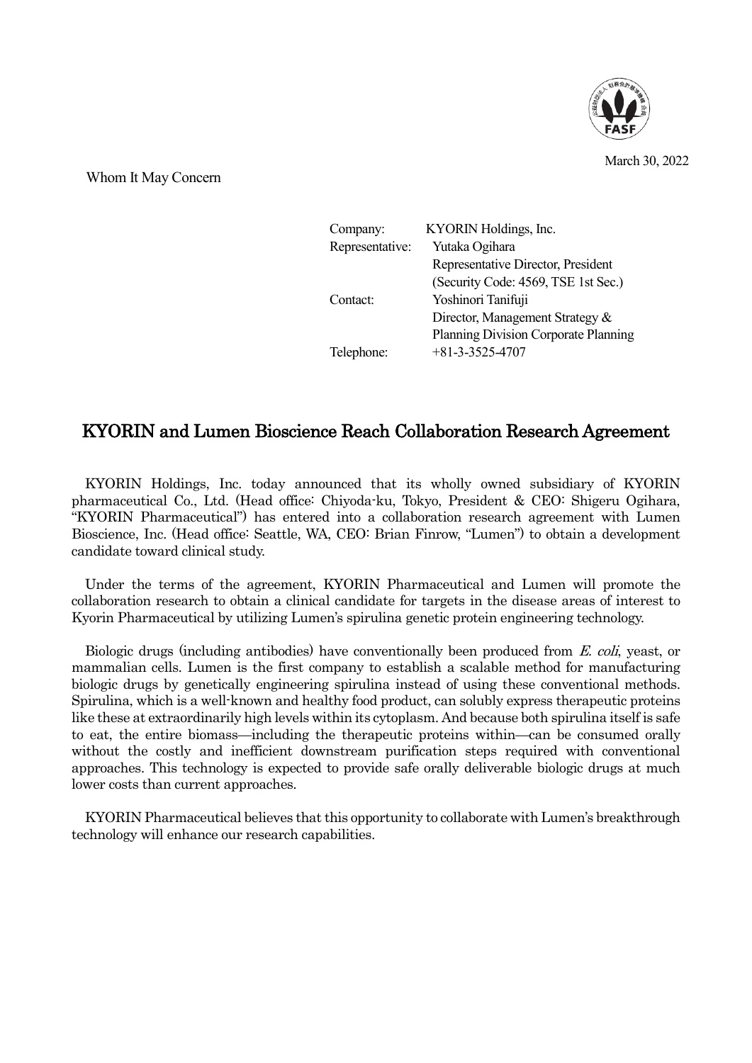March 30, 2022

Whom It May Concern

| | |
|---|---|
| Company: | KYORIN Holdings, Inc. |
| Representative: | Yutaka Ogihara |
| | Representative Director, President |
| | (Security Code: 4569, TSE 1st Sec.) |
| Contact: | Yoshinori Tanifuji |
| | Director, Management Strategy & |
| | Planning Division Corporate Planning |
| Telephone: | +81-3-3525-4707 |

# KYORIN and Lumen Bioscience Reach Collaboration Research Agreement

KYORIN Holdings, Inc. today announced that its wholly owned subsidiary of KYORIN pharmaceutical Co., Ltd. (Head office: Chiyoda-ku, Tokyo, President & CEO: Shigeru Ogihara, "KYORIN Pharmaceutical") has entered into a collaboration research agreement with Lumen Bioscience, Inc. (Head office: Seattle, WA, CEO: Brian Finrow, "Lumen") to obtain a development candidate toward clinical study.

Under the terms of the agreement, KYORIN Pharmaceutical and Lumen will promote the collaboration research to obtain a clinical candidate for targets in the disease areas of interest to Kyorin Pharmaceutical by utilizing Lumen's spirulina genetic protein engineering technology.

Biologic drugs (including antibodies) have conventionally been produced from *E. coli*, yeast, or mammalian cells. Lumen is the first company to establish a scalable method for manufacturing biologic drugs by genetically engineering spirulina instead of using these conventional methods. Spirulina, which is a well-known and healthy food product, can solubly express therapeutic proteins like these at extraordinarily high levels within its cytoplasm. And because both spirulina itself is safe to eat, the entire biomass—including the therapeutic proteins within—can be consumed orally without the costly and inefficient downstream purification steps required with conventional approaches. This technology is expected to provide safe orally deliverable biologic drugs at much lower costs than current approaches.

KYORIN Pharmaceutical believes that this opportunity to collaborate with Lumen's breakthrough technology will enhance our research capabilities.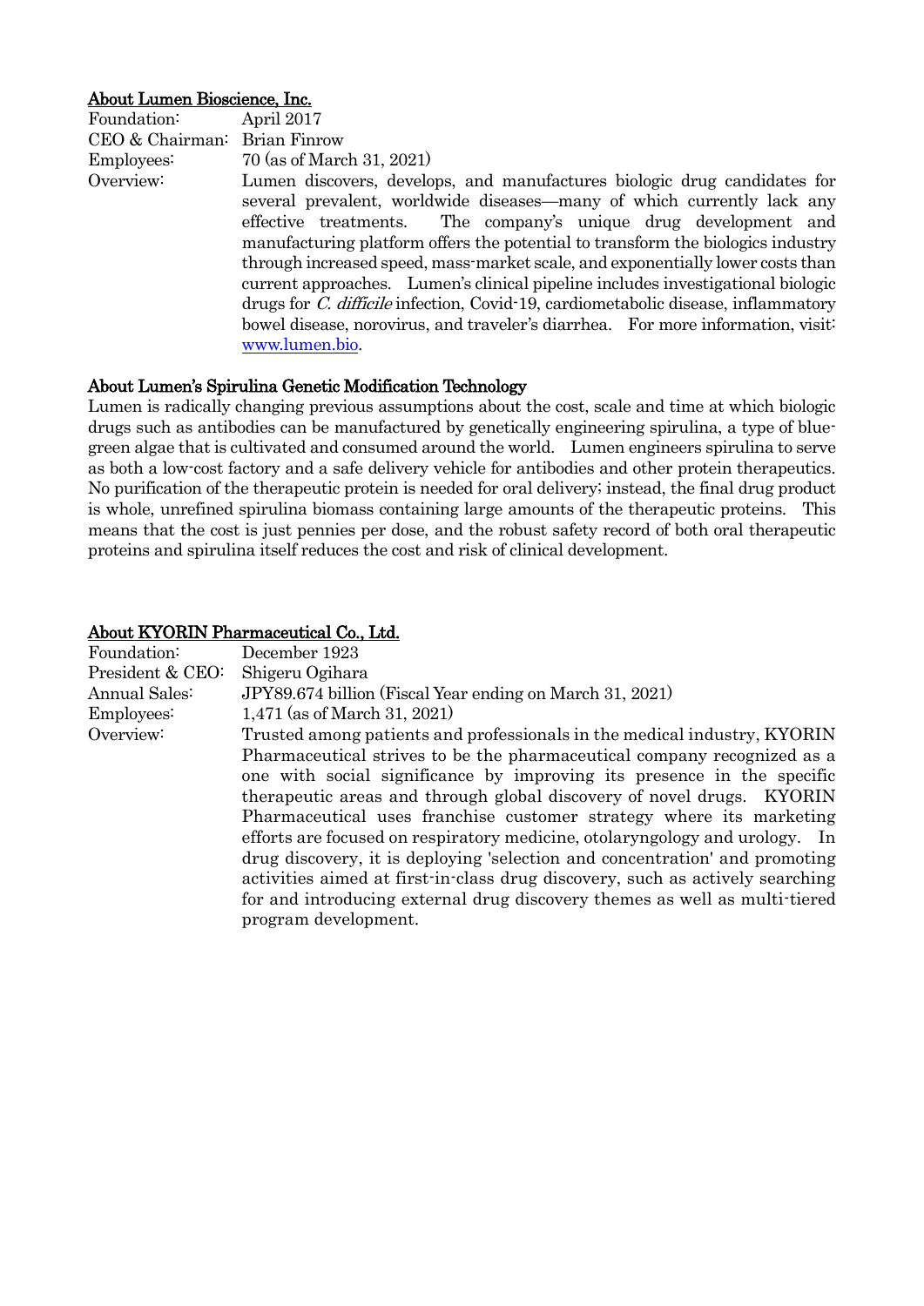## About Lumen Bioscience, Inc.

| | |
|---|---|
| Foundation: | April 2017 |
| CEO & Chairman: | Brian Finrow |
| Employees: | 70 (as of March 31, 2021) |
| Overview: | Lumen discovers, develops, and manufactures biologic drug candidates for several prevalent, worldwide diseases—many of which currently lack any effective treatments. The company's unique drug development and manufacturing platform offers the potential to transform the biologics industry through increased speed, mass-market scale, and exponentially lower costs than current approaches. Lumen's clinical pipeline includes investigational biologic drugs for *C. difficile* infection, Covid-19, cardiometabolic disease, inflammatory bowel disease, norovirus, and traveler's diarrhea. For more information, visit: [www.lumen.bio](http://www.lumen.bio). |

## About Lumen's Spirulina Genetic Modification Technology

Lumen is radically changing previous assumptions about the cost, scale and time at which biologic drugs such as antibodies can be manufactured by genetically engineering spirulina, a type of blue-green algae that is cultivated and consumed around the world. Lumen engineers spirulina to serve as both a low-cost factory and a safe delivery vehicle for antibodies and other protein therapeutics. No purification of the therapeutic protein is needed for oral delivery; instead, the final drug product is whole, unrefined spirulina biomass containing large amounts of the therapeutic proteins. This means that the cost is just pennies per dose, and the robust safety record of both oral therapeutic proteins and spirulina itself reduces the cost and risk of clinical development.

## About KYORIN Pharmaceutical Co., Ltd.

| | |
|---|---|
| Foundation: | December 1923 |
| President & CEO: | Shigeru Ogihara |
| Annual Sales: | JPY89.674 billion (Fiscal Year ending on March 31, 2021) |
| Employees: | 1,471 (as of March 31, 2021) |
| Overview: | Trusted among patients and professionals in the medical industry, KYORIN Pharmaceutical strives to be the pharmaceutical company recognized as a one with social significance by improving its presence in the specific therapeutic areas and through global discovery of novel drugs. KYORIN Pharmaceutical uses franchise customer strategy where its marketing efforts are focused on respiratory medicine, otolaryngology and urology. In drug discovery, it is deploying 'selection and concentration' and promoting activities aimed at first-in-class drug discovery, such as actively searching for and introducing external drug discovery themes as well as multi-tiered program development. |